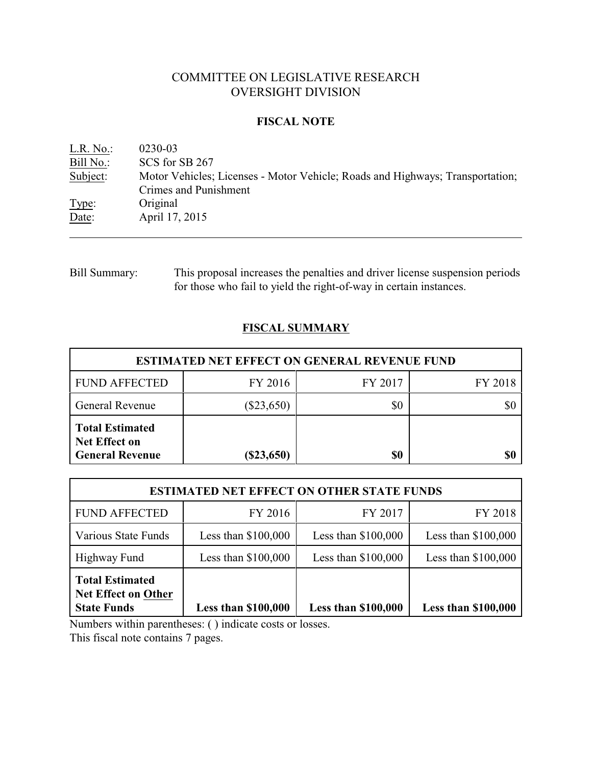# COMMITTEE ON LEGISLATIVE RESEARCH
# OVERSIGHT DIVISION

## FISCAL NOTE

L.R. No.: 0230-03
Bill No.: SCS for SB 267
Subject: Motor Vehicles; Licenses - Motor Vehicle; Roads and Highways; Transportation; Crimes and Punishment
Type: Original
Date: April 17, 2015

---

Bill Summary: This proposal increases the penalties and driver license suspension periods for those who fail to yield the right-of-way in certain instances.

## FISCAL SUMMARY

| ESTIMATED NET EFFECT ON GENERAL REVENUE FUND | | | |
|---|---|---|---|
| FUND AFFECTED | FY 2016 | FY 2017 | FY 2018 |
| General Revenue | ($23,650) | $0 | $0 |
| **Total Estimated Net Effect on General Revenue** | **($23,650)** | **$0** | **$0** |

| ESTIMATED NET EFFECT ON OTHER STATE FUNDS | | | |
|---|---|---|---|
| FUND AFFECTED | FY 2016 | FY 2017 | FY 2018 |
| Various State Funds | Less than $100,000 | Less than $100,000 | Less than $100,000 |
| Highway Fund | Less than $100,000 | Less than $100,000 | Less than $100,000 |
| **Total Estimated Net Effect on Other State Funds** | **Less than $100,000** | **Less than $100,000** | **Less than $100,000** |

Numbers within parentheses: ( ) indicate costs or losses.
This fiscal note contains 7 pages.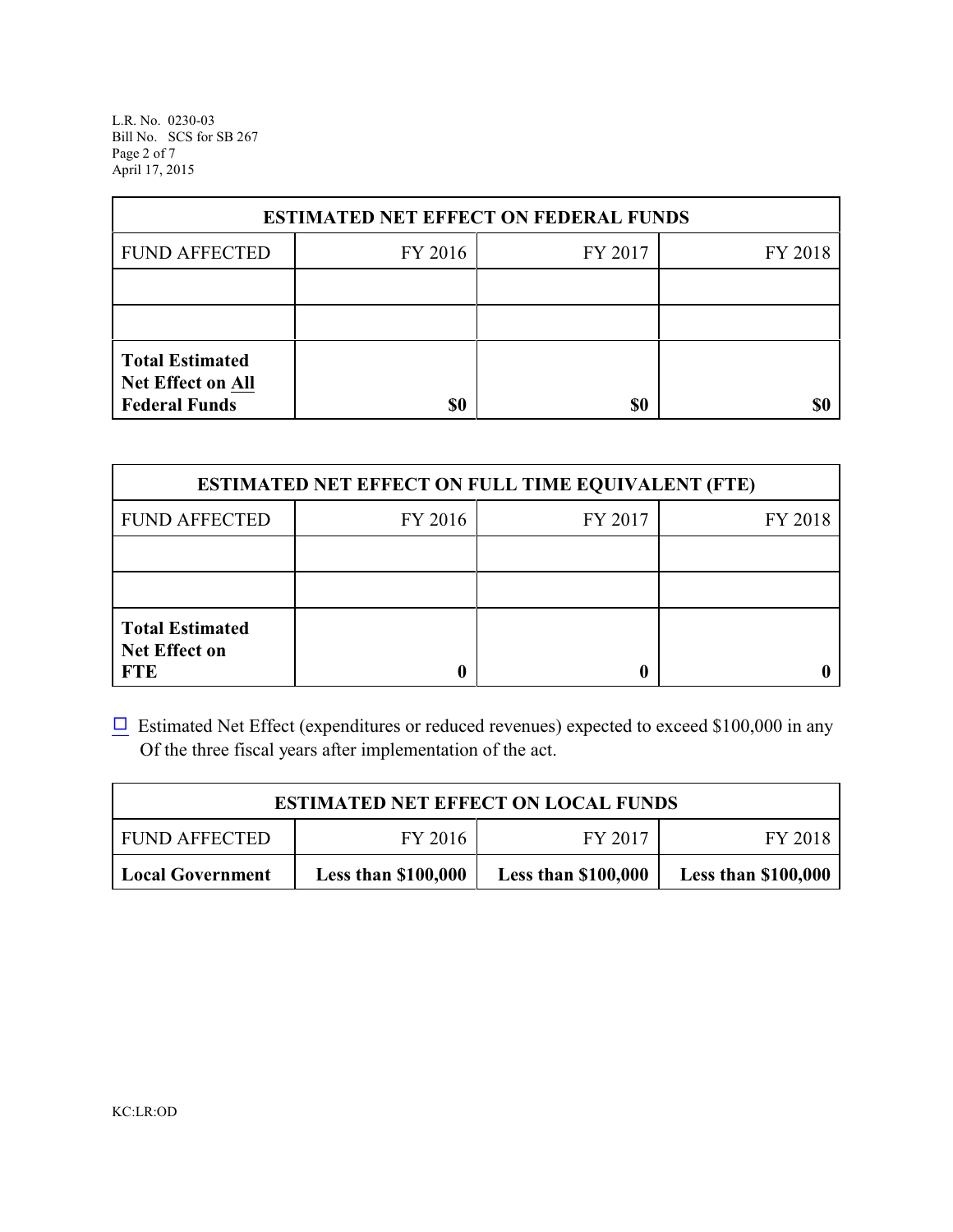| ESTIMATED NET EFFECT ON FEDERAL FUNDS | | | |
|---|---|---|---|
| FUND AFFECTED | FY 2016 | FY 2017 | FY 2018 |
| | | | |
| | | | |
| **Total Estimated Net Effect on All Federal Funds** | **$0** | **$0** | **$0** |

| ESTIMATED NET EFFECT ON FULL TIME EQUIVALENT (FTE) | | | |
|---|---|---|---|
| FUND AFFECTED | FY 2016 | FY 2017 | FY 2018 |
| | | | |
| | | | |
| **Total Estimated Net Effect on FTE** | **0** | **0** | **0** |

☐ Estimated Net Effect (expenditures or reduced revenues) expected to exceed $100,000 in any Of the three fiscal years after implementation of the act.

| ESTIMATED NET EFFECT ON LOCAL FUNDS | | | |
|---|---|---|---|
| FUND AFFECTED | FY 2016 | FY 2017 | FY 2018 |
| **Local Government** | **Less than $100,000** | **Less than $100,000** | **Less than $100,000** |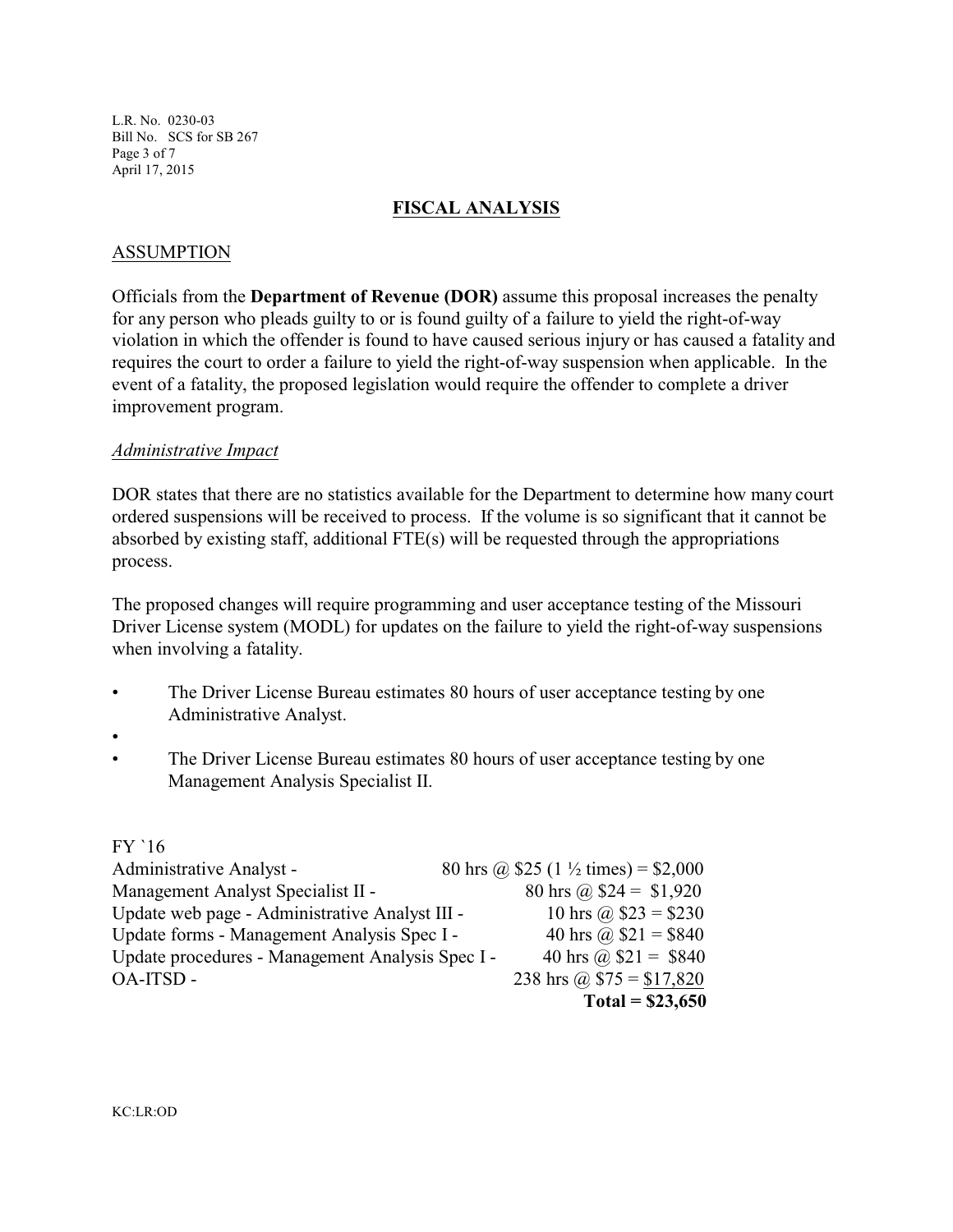## FISCAL ANALYSIS

### ASSUMPTION

Officials from the **Department of Revenue (DOR)** assume this proposal increases the penalty for any person who pleads guilty to or is found guilty of a failure to yield the right-of-way violation in which the offender is found to have caused serious injury or has caused a fatality and requires the court to order a failure to yield the right-of-way suspension when applicable. In the event of a fatality, the proposed legislation would require the offender to complete a driver improvement program.

*Administrative Impact*

DOR states that there are no statistics available for the Department to determine how many court ordered suspensions will be received to process. If the volume is so significant that it cannot be absorbed by existing staff, additional FTE(s) will be requested through the appropriations process.

The proposed changes will require programming and user acceptance testing of the Missouri Driver License system (MODL) for updates on the failure to yield the right-of-way suspensions when involving a fatality.

- The Driver License Bureau estimates 80 hours of user acceptance testing by one Administrative Analyst.
- 
- The Driver License Bureau estimates 80 hours of user acceptance testing by one Management Analysis Specialist II.

FY `16

| | |
|---|---|
| Administrative Analyst - | 80 hrs @ $25 (1 ½ times) = $2,000 |
| Management Analyst Specialist II - | 80 hrs @ $24 = $1,920 |
| Update web page - Administrative Analyst III - | 10 hrs @ $23 = $230 |
| Update forms - Management Analysis Spec I - | 40 hrs @ $21 = $840 |
| Update procedures - Management Analysis Spec I - | 40 hrs @ $21 = $840 |
| OA-ITSD - | 238 hrs @ $75 = $17,820 |
| | **Total = $23,650** |

KC:LR:OD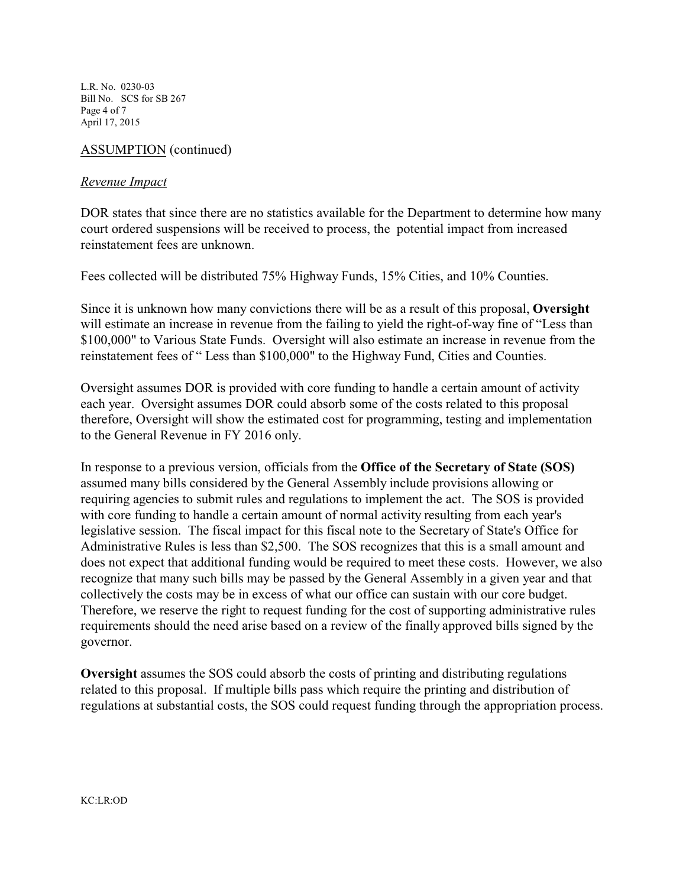ASSUMPTION (continued)

*Revenue Impact*

DOR states that since there are no statistics available for the Department to determine how many court ordered suspensions will be received to process, the potential impact from increased reinstatement fees are unknown.

Fees collected will be distributed 75% Highway Funds, 15% Cities, and 10% Counties.

Since it is unknown how many convictions there will be as a result of this proposal, **Oversight** will estimate an increase in revenue from the failing to yield the right-of-way fine of "Less than $100,000" to Various State Funds. Oversight will also estimate an increase in revenue from the reinstatement fees of " Less than $100,000" to the Highway Fund, Cities and Counties.

Oversight assumes DOR is provided with core funding to handle a certain amount of activity each year. Oversight assumes DOR could absorb some of the costs related to this proposal therefore, Oversight will show the estimated cost for programming, testing and implementation to the General Revenue in FY 2016 only.

In response to a previous version, officials from the **Office of the Secretary of State (SOS)** assumed many bills considered by the General Assembly include provisions allowing or requiring agencies to submit rules and regulations to implement the act. The SOS is provided with core funding to handle a certain amount of normal activity resulting from each year's legislative session. The fiscal impact for this fiscal note to the Secretary of State's Office for Administrative Rules is less than $2,500. The SOS recognizes that this is a small amount and does not expect that additional funding would be required to meet these costs. However, we also recognize that many such bills may be passed by the General Assembly in a given year and that collectively the costs may be in excess of what our office can sustain with our core budget. Therefore, we reserve the right to request funding for the cost of supporting administrative rules requirements should the need arise based on a review of the finally approved bills signed by the governor.

**Oversight** assumes the SOS could absorb the costs of printing and distributing regulations related to this proposal. If multiple bills pass which require the printing and distribution of regulations at substantial costs, the SOS could request funding through the appropriation process.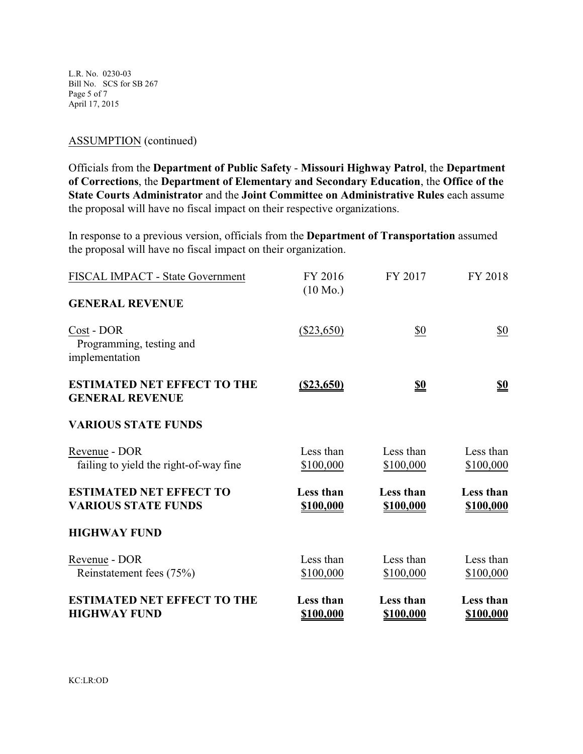ASSUMPTION (continued)

Officials from the **Department of Public Safety** - **Missouri Highway Patrol**, the **Department of Corrections**, the **Department of Elementary and Secondary Education**, the **Office of the State Courts Administrator** and the **Joint Committee on Administrative Rules** each assume the proposal will have no fiscal impact on their respective organizations.

In response to a previous version, officials from the **Department of Transportation** assumed the proposal will have no fiscal impact on their organization.

| FISCAL IMPACT - State Government | FY 2016 (10 Mo.) | FY 2017 | FY 2018 |
|---|---|---|---|
| **GENERAL REVENUE** | | | |
| Cost - DOR<br>Programming, testing and implementation | ($23,650) | $0 | $0 |
| **ESTIMATED NET EFFECT TO THE GENERAL REVENUE** | **($23,650)** | **$0** | **$0** |
| **VARIOUS STATE FUNDS** | | | |
| Revenue - DOR<br>failing to yield the right-of-way fine | Less than $100,000 | Less than $100,000 | Less than $100,000 |
| **ESTIMATED NET EFFECT TO VARIOUS STATE FUNDS** | **Less than $100,000** | **Less than $100,000** | **Less than $100,000** |
| **HIGHWAY FUND** | | | |
| Revenue - DOR<br>Reinstatement fees (75%) | Less than $100,000 | Less than $100,000 | Less than $100,000 |
| **ESTIMATED NET EFFECT TO THE HIGHWAY FUND** | **Less than $100,000** | **Less than $100,000** | **Less than $100,000** |

KC:LR:OD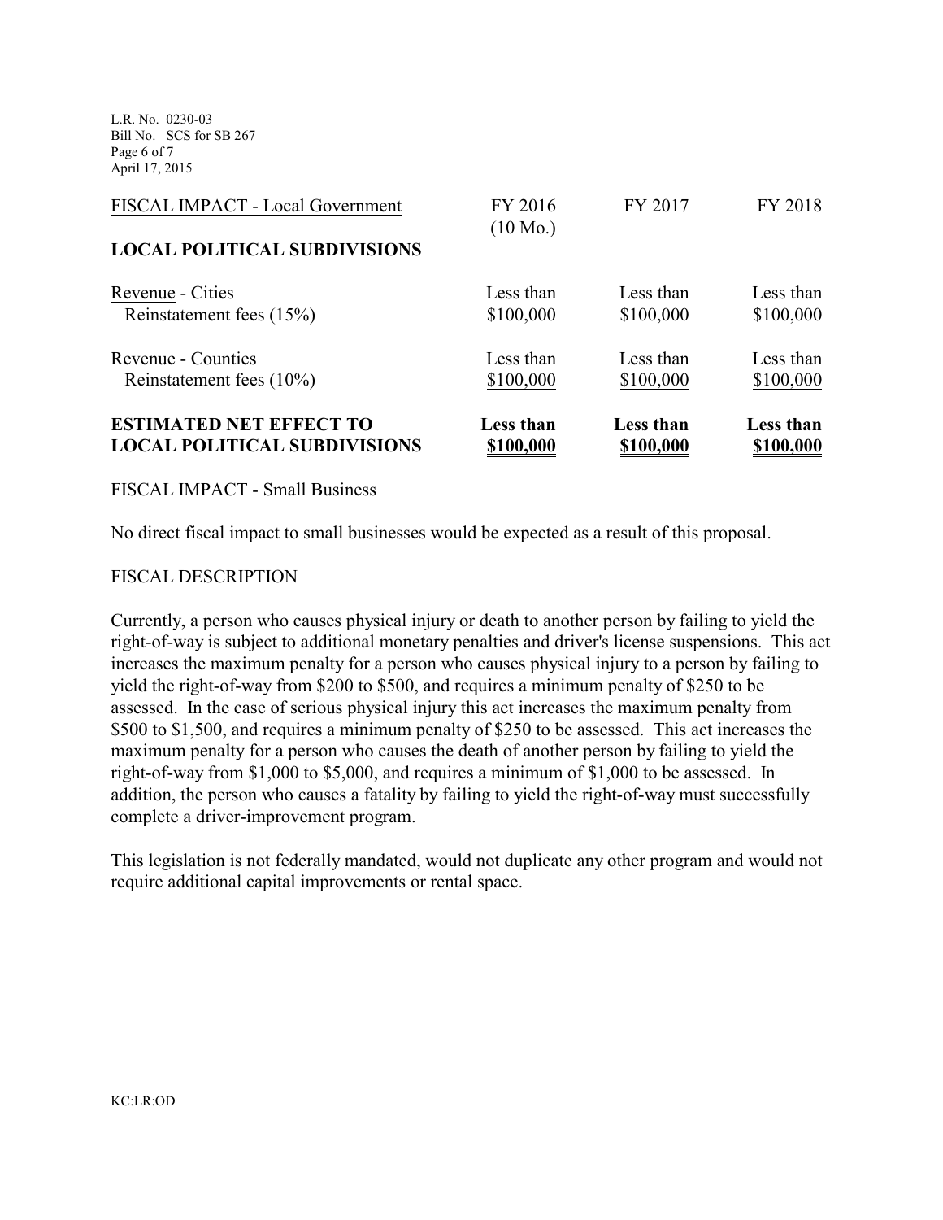| FISCAL IMPACT - Local Government | FY 2016 (10 Mo.) | FY 2017 | FY 2018 |
|---|---|---|---|
| **LOCAL POLITICAL SUBDIVISIONS** | | | |
| Revenue - Cities | | | |
| Reinstatement fees (15%) | Less than $100,000 | Less than $100,000 | Less than $100,000 |
| Revenue - Counties | | | |
| Reinstatement fees (10%) | Less than $100,000 | Less than $100,000 | Less than $100,000 |
| **ESTIMATED NET EFFECT TO LOCAL POLITICAL SUBDIVISIONS** | **Less than $100,000** | **Less than $100,000** | **Less than $100,000** |

FISCAL IMPACT - Small Business

No direct fiscal impact to small businesses would be expected as a result of this proposal.

FISCAL DESCRIPTION

Currently, a person who causes physical injury or death to another person by failing to yield the right-of-way is subject to additional monetary penalties and driver's license suspensions. This act increases the maximum penalty for a person who causes physical injury to a person by failing to yield the right-of-way from $200 to $500, and requires a minimum penalty of $250 to be assessed. In the case of serious physical injury this act increases the maximum penalty from $500 to $1,500, and requires a minimum penalty of $250 to be assessed. This act increases the maximum penalty for a person who causes the death of another person by failing to yield the right-of-way from $1,000 to $5,000, and requires a minimum of $1,000 to be assessed. In addition, the person who causes a fatality by failing to yield the right-of-way must successfully complete a driver-improvement program.

This legislation is not federally mandated, would not duplicate any other program and would not require additional capital improvements or rental space.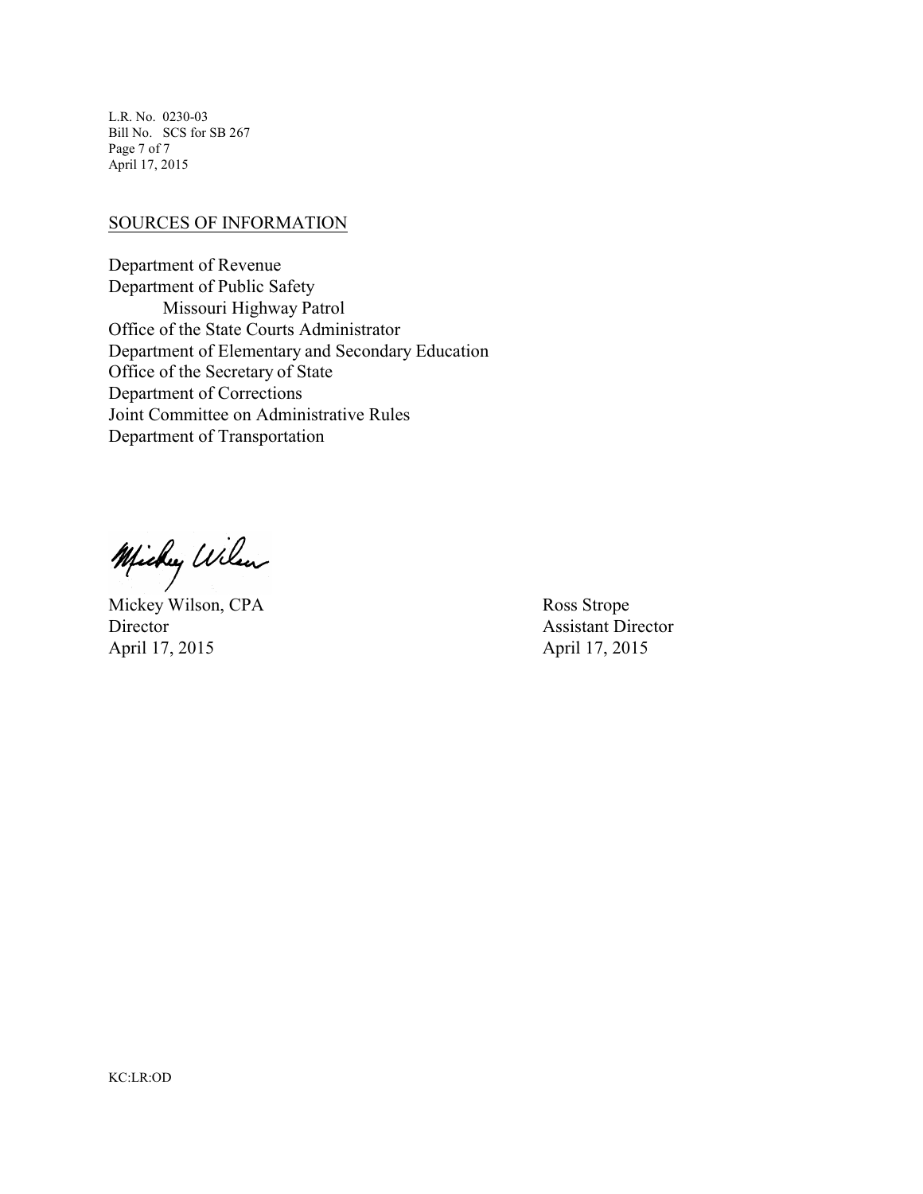## SOURCES OF INFORMATION

Department of Revenue
Department of Public Safety
    Missouri Highway Patrol
Office of the State Courts Administrator
Department of Elementary and Secondary Education
Office of the Secretary of State
Department of Corrections
Joint Committee on Administrative Rules
Department of Transportation

Mickey Wilson, CPA
Director
April 17, 2015

Ross Strope
Assistant Director
April 17, 2015

KC:LR:OD